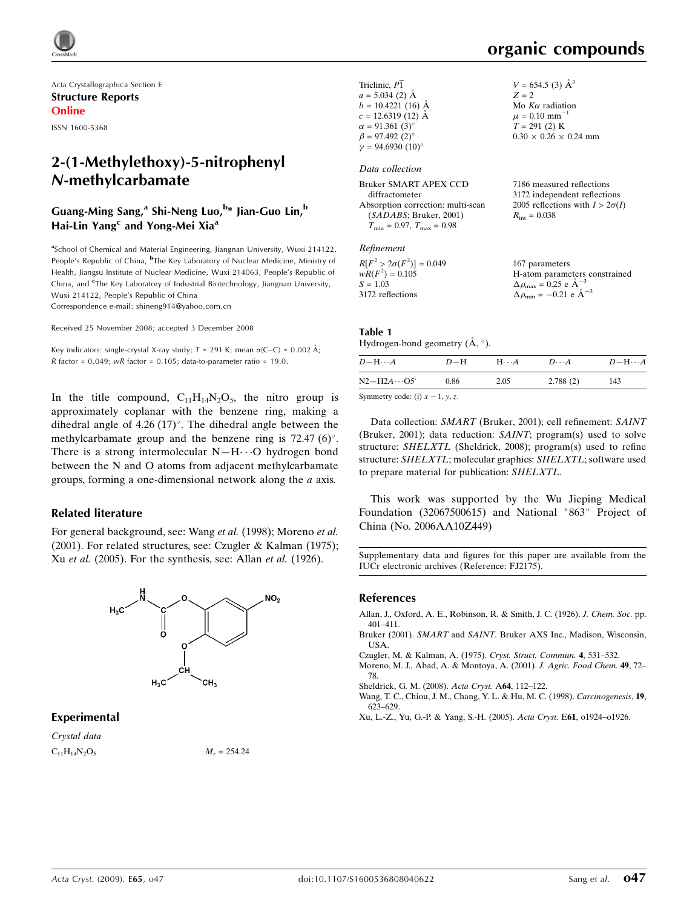Acta Crystallographica Section E
**Structure Reports Online**

ISSN 1600-5368

# 2-(1-Methylethoxy)-5-nitrophenyl *N*-methylcarbamate

**Guang-Ming Sang,[a] Shi-Neng Luo,[b]* Jian-Guo Lin,[b] Hai-Lin Yang[c] and Yong-Mei Xia[a]**

[a]School of Chemical and Material Engineering, Jiangnan University, Wuxi 214122, People's Republic of China, [b]The Key Laboratory of Nuclear Medicine, Ministry of Health, Jiangsu Institute of Nuclear Medicine, Wuxi 214063, People's Republic of China, and [c]The Key Laboratory of Industrial Biotechnology, Jiangnan University, Wuxi 214122, People's Republic of China
Correspondence e-mail: shineng914@yahoo.com.cn

Received 25 November 2008; accepted 3 December 2008

Key indicators: single-crystal X-ray study; $T$ = 291 K; mean $\sigma$(C–C) = 0.002 Å; $R$ factor = 0.049; $wR$ factor = 0.105; data-to-parameter ratio = 19.0.

In the title compound, $C_{11}H_{14}N_2O_5$, the nitro group is approximately coplanar with the benzene ring, making a dihedral angle of 4.26 (17)°. The dihedral angle between the methylcarbamate group and the benzene ring is 72.47 (6)°. There is a strong intermolecular N—H···O hydrogen bond between the N and O atoms from adjacent methylcarbamate groups, forming a one-dimensional network along the *a* axis.

## Related literature

For general background, see: Wang *et al.* (1998); Moreno *et al.* (2001). For related structures, see: Czugler & Kalman (1975); Xu *et al.* (2005). For the synthesis, see: Allan *et al.* (1926).

## Experimental

*Crystal data*

$C_{11}H_{14}N_2O_5$
$M_r$ = 254.24
Triclinic, $P\overline{1}$
$a$ = 5.034 (2) Å
$b$ = 10.4221 (16) Å
$c$ = 12.6319 (12) Å
$\alpha$ = 91.361 (3)°
$\beta$ = 97.492 (2)°
$\gamma$ = 94.6930 (10)°
$V$ = 654.5 (3) Å$^3$
$Z$ = 2
Mo $K\alpha$ radiation
$\mu$ = 0.10 mm$^{-1}$
$T$ = 291 (2) K
0.30 × 0.26 × 0.24 mm

*Data collection*

Bruker SMART APEX CCD diffractometer
Absorption correction: multi-scan (*SADABS*; Bruker, 2001)
$T_{min}$ = 0.97, $T_{max}$ = 0.98
7186 measured reflections
3172 independent reflections
2005 reflections with $I > 2\sigma(I)$
$R_{int}$ = 0.038

*Refinement*

$R[F^2 > 2\sigma(F^2)]$ = 0.049
$wR(F^2)$ = 0.105
$S$ = 1.03
3172 reflections
167 parameters
H-atom parameters constrained
$\Delta\rho_{max}$ = 0.25 e Å$^{-3}$
$\Delta\rho_{min}$ = −0.21 e Å$^{-3}$

**Table 1**
Hydrogen-bond geometry (Å, °).

| *D*—H···*A* | *D*—H | H···*A* | *D*···*A* | *D*—H···*A* |
|---|---|---|---|---|
| N2—H2*A*···O5$^{i}$ | 0.86 | 2.05 | 2.788 (2) | 143 |

Symmetry code: (i) $x - 1, y, z$.

Data collection: *SMART* (Bruker, 2001); cell refinement: *SAINT* (Bruker, 2001); data reduction: *SAINT*; program(s) used to solve structure: *SHELXTL* (Sheldrick, 2008); program(s) used to refine structure: *SHELXTL*; molecular graphics: *SHELXTL*; software used to prepare material for publication: *SHELXTL*.

This work was supported by the Wu Jieping Medical Foundation (32067500615) and National "863" Project of China (No. 2006AA10Z449)

Supplementary data and figures for this paper are available from the IUCr electronic archives (Reference: FJ2175).

## References

Allan, J., Oxford, A. E., Robinson, R. & Smith, J. C. (1926). *J. Chem. Soc.* pp. 401–411.
Bruker (2001). *SMART* and *SAINT*. Bruker AXS Inc., Madison, Wisconsin, USA.
Czugler, M. & Kalman, A. (1975). *Cryst. Struct. Commun.* **4**, 531–532.
Moreno, M. J., Abad, A. & Montoya, A. (2001). *J. Agric. Food Chem.* **49**, 72–78.
Sheldrick, G. M. (2008). *Acta Cryst.* A**64**, 112–122.
Wang, T. C., Chiou, J. M., Chang, Y. L. & Hu, M. C. (1998). *Carcinogenesis*, **19**, 623–629.
Xu, L.-Z., Yu, G.-P. & Yang, S.-H. (2005). *Acta Cryst.* E**61**, o1924–o1926.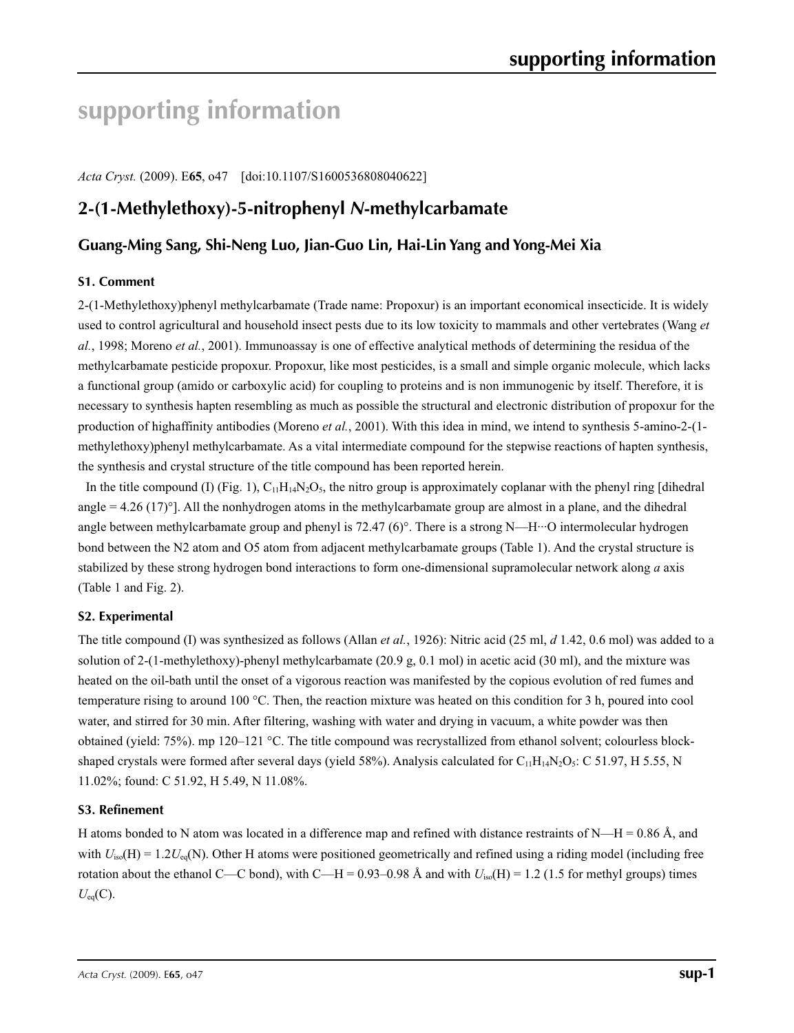# supporting information

*Acta Cryst.* (2009). E**65**, o47 [doi:10.1107/S1600536808040622]

## 2-(1-Methylethoxy)-5-nitrophenyl *N*-methylcarbamate

**Guang-Ming Sang, Shi-Neng Luo, Jian-Guo Lin, Hai-Lin Yang and Yong-Mei Xia**

### S1. Comment

2-(1-Methylethoxy)phenyl methylcarbamate (Trade name: Propoxur) is an important economical insecticide. It is widely used to control agricultural and household insect pests due to its low toxicity to mammals and other vertebrates (Wang *et al.*, 1998; Moreno *et al.*, 2001). Immunoassay is one of effective analytical methods of determining the residua of the methylcarbamate pesticide propoxur. Propoxur, like most pesticides, is a small and simple organic molecule, which lacks a functional group (amido or carboxylic acid) for coupling to proteins and is non immunogenic by itself. Therefore, it is necessary to synthesis hapten resembling as much as possible the structural and electronic distribution of propoxur for the production of highaffinity antibodies (Moreno *et al.*, 2001). With this idea in mind, we intend to synthesis 5-amino-2-(1-methylethoxy)phenyl methylcarbamate. As a vital intermediate compound for the stepwise reactions of hapten synthesis, the synthesis and crystal structure of the title compound has been reported herein.

In the title compound (I) (Fig. 1), $C_{11}H_{14}N_2O_5$, the nitro group is approximately coplanar with the phenyl ring [dihedral angle = 4.26 (17)°]. All the nonhydrogen atoms in the methylcarbamate group are almost in a plane, and the dihedral angle between methylcarbamate group and phenyl is 72.47 (6)°. There is a strong N—H···O intermolecular hydrogen bond between the N2 atom and O5 atom from adjacent methylcarbamate groups (Table 1). And the crystal structure is stabilized by these strong hydrogen bond interactions to form one-dimensional supramolecular network along *a* axis (Table 1 and Fig. 2).

### S2. Experimental

The title compound (I) was synthesized as follows (Allan *et al.*, 1926): Nitric acid (25 ml, *d* 1.42, 0.6 mol) was added to a solution of 2-(1-methylethoxy)-phenyl methylcarbamate (20.9 g, 0.1 mol) in acetic acid (30 ml), and the mixture was heated on the oil-bath until the onset of a vigorous reaction was manifested by the copious evolution of red fumes and temperature rising to around 100 °C. Then, the reaction mixture was heated on this condition for 3 h, poured into cool water, and stirred for 30 min. After filtering, washing with water and drying in vacuum, a white powder was then obtained (yield: 75%). mp 120–121 °C. The title compound was recrystallized from ethanol solvent; colourless block-shaped crystals were formed after several days (yield 58%). Analysis calculated for $C_{11}H_{14}N_2O_5$: C 51.97, H 5.55, N 11.02%; found: C 51.92, H 5.49, N 11.08%.

### S3. Refinement

H atoms bonded to N atom was located in a difference map and refined with distance restraints of N—H = 0.86 Å, and with $U_{iso}(H) = 1.2U_{eq}(N)$. Other H atoms were positioned geometrically and refined using a riding model (including free rotation about the ethanol C—C bond), with C—H = 0.93–0.98 Å and with $U_{iso}(H)$ = 1.2 (1.5 for methyl groups) times $U_{eq}(C)$.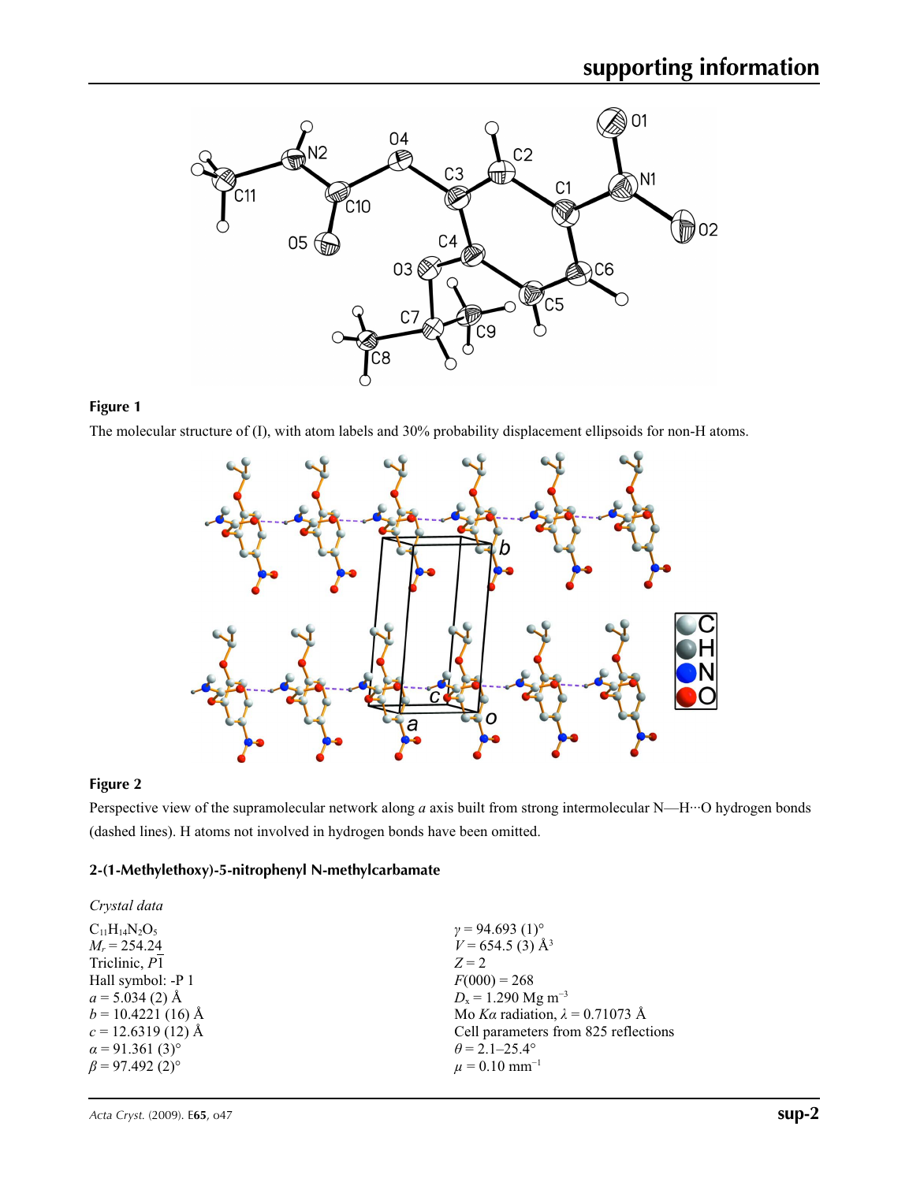**Figure 1**

The molecular structure of (I), with atom labels and 30% probability displacement ellipsoids for non-H atoms.

**Figure 2**

Perspective view of the supramolecular network along *a* axis built from strong intermolecular N—H···O hydrogen bonds (dashed lines). H atoms not involved in hydrogen bonds have been omitted.

## 2-(1-Methylethoxy)-5-nitrophenyl N-methylcarbamate

*Crystal data*

$C_{11}H_{14}N_2O_5$
$M_r = 254.24$
Triclinic, $P\overline{1}$
Hall symbol: -P 1
$a = 5.034$ (2) Å
$b = 10.4221$ (16) Å
$c = 12.6319$ (12) Å
$\alpha = 91.361$ (3)°
$\beta = 97.492$ (2)°
$\gamma = 94.693$ (1)°
$V = 654.5$ (3) Å$^3$
$Z = 2$
$F(000) = 268$
$D_x = 1.290$ Mg m$^{-3}$
Mo $K\alpha$ radiation, $\lambda = 0.71073$ Å
Cell parameters from 825 reflections
$\theta = 2.1$–25.4°
$\mu = 0.10$ mm$^{-1}$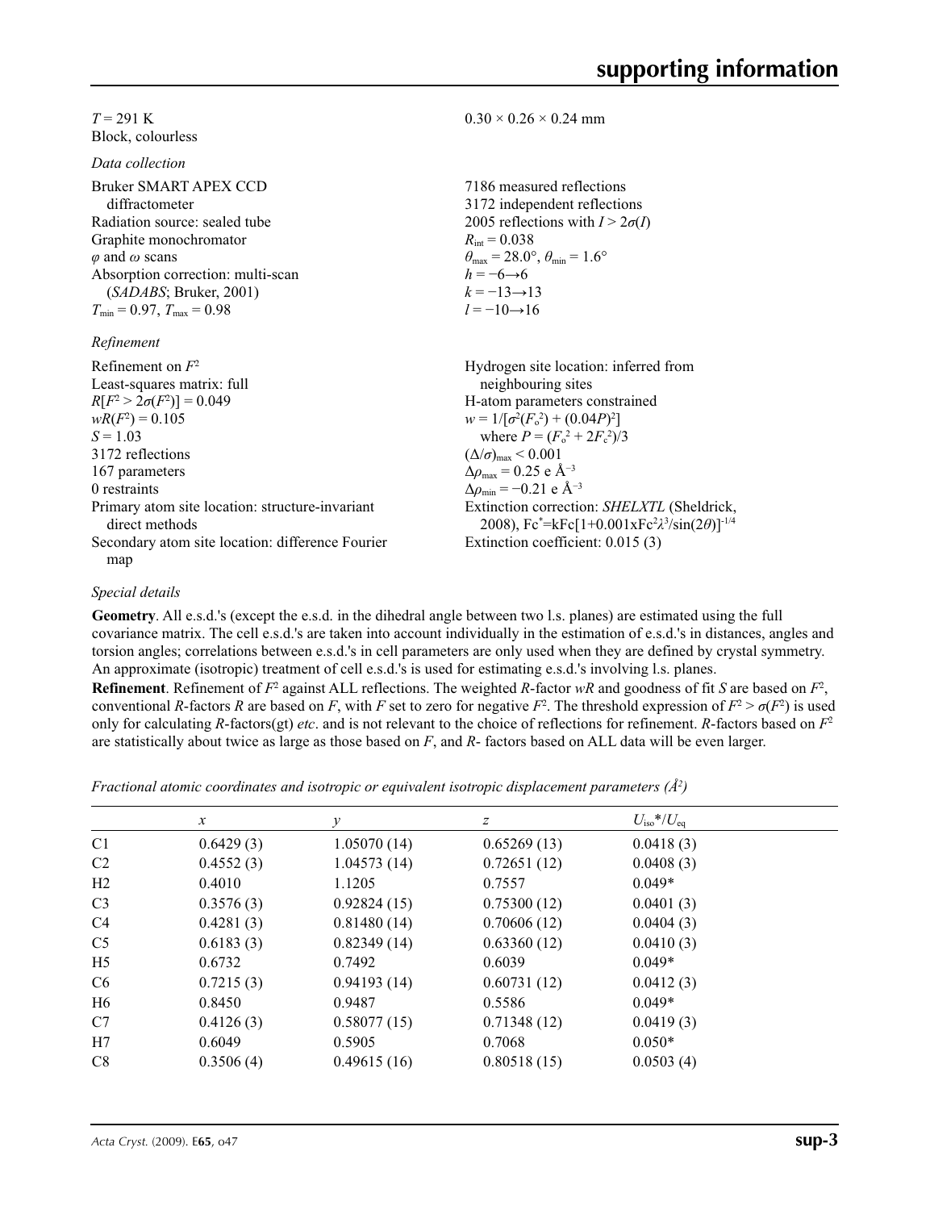$T = 291$ K
Block, colourless

$0.30 \times 0.26 \times 0.24$ mm

*Data collection*

Bruker SMART APEX CCD diffractometer
Radiation source: sealed tube
Graphite monochromator
$\varphi$ and $\omega$ scans
Absorption correction: multi-scan (*SADABS*; Bruker, 2001)
$T_{min} = 0.97$, $T_{max} = 0.98$

7186 measured reflections
3172 independent reflections
2005 reflections with $I > 2\sigma(I)$
$R_{int} = 0.038$
$\theta_{max} = 28.0°$, $\theta_{min} = 1.6°$
$h = -6 \rightarrow 6$
$k = -13 \rightarrow 13$
$l = -10 \rightarrow 16$

*Refinement*

Refinement on $F^2$
Least-squares matrix: full
$R[F^2 > 2\sigma(F^2)] = 0.049$
$wR(F^2) = 0.105$
$S = 1.03$
3172 reflections
167 parameters
0 restraints
Primary atom site location: structure-invariant direct methods
Secondary atom site location: difference Fourier map

Hydrogen site location: inferred from neighbouring sites
H-atom parameters constrained
$w = 1/[\sigma^2(F_o^2) + (0.04P)^2]$
where $P = (F_o^2 + 2F_c^2)/3$
$(\Delta/\sigma)_{max} < 0.001$
$\Delta\rho_{max} = 0.25$ e Å$^{-3}$
$\Delta\rho_{min} = -0.21$ e Å$^{-3}$
Extinction correction: *SHELXTL* (Sheldrick, 2008), $Fc^* = kFc[1+0.001xFc^2\lambda^3/\sin(2\theta)]^{-1/4}$
Extinction coefficient: 0.015 (3)

*Special details*

**Geometry**. All e.s.d.'s (except the e.s.d. in the dihedral angle between two l.s. planes) are estimated using the full covariance matrix. The cell e.s.d.'s are taken into account individually in the estimation of e.s.d.'s in distances, angles and torsion angles; correlations between e.s.d.'s in cell parameters are only used when they are defined by crystal symmetry. An approximate (isotropic) treatment of cell e.s.d.'s is used for estimating e.s.d.'s involving l.s. planes.

**Refinement**. Refinement of $F^2$ against ALL reflections. The weighted *R*-factor *wR* and goodness of fit *S* are based on $F^2$, conventional *R*-factors *R* are based on *F*, with *F* set to zero for negative $F^2$. The threshold expression of $F^2 > \sigma(F^2)$ is used only for calculating *R*-factors(gt) *etc*. and is not relevant to the choice of reflections for refinement. *R*-factors based on $F^2$ are statistically about twice as large as those based on *F*, and *R*- factors based on ALL data will be even larger.

*Fractional atomic coordinates and isotropic or equivalent isotropic displacement parameters (Å$^2$)*

| | *x* | *y* | *z* | $U_{iso}$*/$U_{eq}$ |
|---|---|---|---|---|
| C1 | 0.6429 (3) | 1.05070 (14) | 0.65269 (13) | 0.0418 (3) |
| C2 | 0.4552 (3) | 1.04573 (14) | 0.72651 (12) | 0.0408 (3) |
| H2 | 0.4010 | 1.1205 | 0.7557 | 0.049* |
| C3 | 0.3576 (3) | 0.92824 (15) | 0.75300 (12) | 0.0401 (3) |
| C4 | 0.4281 (3) | 0.81480 (14) | 0.70606 (12) | 0.0404 (3) |
| C5 | 0.6183 (3) | 0.82349 (14) | 0.63360 (12) | 0.0410 (3) |
| H5 | 0.6732 | 0.7492 | 0.6039 | 0.049* |
| C6 | 0.7215 (3) | 0.94193 (14) | 0.60731 (12) | 0.0412 (3) |
| H6 | 0.8450 | 0.9487 | 0.5586 | 0.049* |
| C7 | 0.4126 (3) | 0.58077 (15) | 0.71348 (12) | 0.0419 (3) |
| H7 | 0.6049 | 0.5905 | 0.7068 | 0.050* |
| C8 | 0.3506 (4) | 0.49615 (16) | 0.80518 (15) | 0.0503 (4) |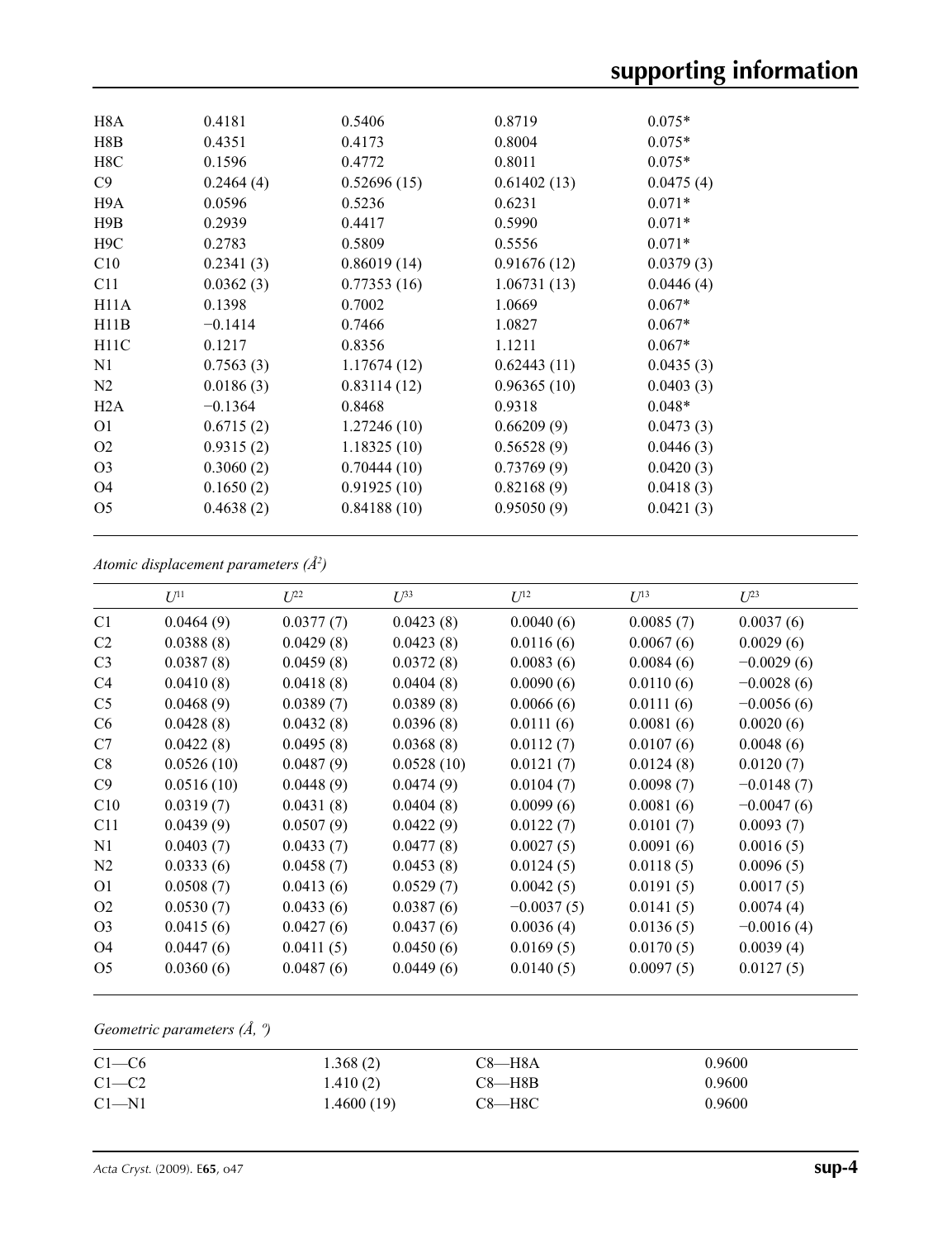| | | | | |
|---|---|---|---|---|
| H8A | 0.4181 | 0.5406 | 0.8719 | 0.075* |
| H8B | 0.4351 | 0.4173 | 0.8004 | 0.075* |
| H8C | 0.1596 | 0.4772 | 0.8011 | 0.075* |
| C9 | 0.2464 (4) | 0.52696 (15) | 0.61402 (13) | 0.0475 (4) |
| H9A | 0.0596 | 0.5236 | 0.6231 | 0.071* |
| H9B | 0.2939 | 0.4417 | 0.5990 | 0.071* |
| H9C | 0.2783 | 0.5809 | 0.5556 | 0.071* |
| C10 | 0.2341 (3) | 0.86019 (14) | 0.91676 (12) | 0.0379 (3) |
| C11 | 0.0362 (3) | 0.77353 (16) | 1.06731 (13) | 0.0446 (4) |
| H11A | 0.1398 | 0.7002 | 1.0669 | 0.067* |
| H11B | −0.1414 | 0.7466 | 1.0827 | 0.067* |
| H11C | 0.1217 | 0.8356 | 1.1211 | 0.067* |
| N1 | 0.7563 (3) | 1.17674 (12) | 0.62443 (11) | 0.0435 (3) |
| N2 | 0.0186 (3) | 0.83114 (12) | 0.96365 (10) | 0.0403 (3) |
| H2A | −0.1364 | 0.8468 | 0.9318 | 0.048* |
| O1 | 0.6715 (2) | 1.27246 (10) | 0.66209 (9) | 0.0473 (3) |
| O2 | 0.9315 (2) | 1.18325 (10) | 0.56528 (9) | 0.0446 (3) |
| O3 | 0.3060 (2) | 0.70444 (10) | 0.73769 (9) | 0.0420 (3) |
| O4 | 0.1650 (2) | 0.91925 (10) | 0.82168 (9) | 0.0418 (3) |
| O5 | 0.4638 (2) | 0.84188 (10) | 0.95050 (9) | 0.0421 (3) |

*Atomic displacement parameters (Å²)*

| | $U^{11}$ | $U^{22}$ | $U^{33}$ | $U^{12}$ | $U^{13}$ | $U^{23}$ |
|---|---|---|---|---|---|---|
| C1 | 0.0464 (9) | 0.0377 (7) | 0.0423 (8) | 0.0040 (6) | 0.0085 (7) | 0.0037 (6) |
| C2 | 0.0388 (8) | 0.0429 (8) | 0.0423 (8) | 0.0116 (6) | 0.0067 (6) | 0.0029 (6) |
| C3 | 0.0387 (8) | 0.0459 (8) | 0.0372 (8) | 0.0083 (6) | 0.0084 (6) | −0.0029 (6) |
| C4 | 0.0410 (8) | 0.0418 (8) | 0.0404 (8) | 0.0090 (6) | 0.0110 (6) | −0.0028 (6) |
| C5 | 0.0468 (9) | 0.0389 (7) | 0.0389 (8) | 0.0066 (6) | 0.0111 (6) | −0.0056 (6) |
| C6 | 0.0428 (8) | 0.0432 (8) | 0.0396 (8) | 0.0111 (6) | 0.0081 (6) | 0.0020 (6) |
| C7 | 0.0422 (8) | 0.0495 (8) | 0.0368 (8) | 0.0112 (7) | 0.0107 (6) | 0.0048 (6) |
| C8 | 0.0526 (10) | 0.0487 (9) | 0.0528 (10) | 0.0121 (7) | 0.0124 (8) | 0.0120 (7) |
| C9 | 0.0516 (10) | 0.0448 (9) | 0.0474 (9) | 0.0104 (7) | 0.0098 (7) | −0.0148 (7) |
| C10 | 0.0319 (7) | 0.0431 (8) | 0.0404 (8) | 0.0099 (6) | 0.0081 (6) | −0.0047 (6) |
| C11 | 0.0439 (9) | 0.0507 (9) | 0.0422 (9) | 0.0122 (7) | 0.0101 (7) | 0.0093 (7) |
| N1 | 0.0403 (7) | 0.0433 (7) | 0.0477 (8) | 0.0027 (5) | 0.0091 (6) | 0.0016 (5) |
| N2 | 0.0333 (6) | 0.0458 (7) | 0.0453 (8) | 0.0124 (5) | 0.0118 (5) | 0.0096 (5) |
| O1 | 0.0508 (7) | 0.0413 (6) | 0.0529 (7) | 0.0042 (5) | 0.0191 (5) | 0.0017 (5) |
| O2 | 0.0530 (7) | 0.0433 (6) | 0.0387 (6) | −0.0037 (5) | 0.0141 (5) | 0.0074 (4) |
| O3 | 0.0415 (6) | 0.0427 (6) | 0.0437 (6) | 0.0036 (4) | 0.0136 (5) | −0.0016 (4) |
| O4 | 0.0447 (6) | 0.0411 (5) | 0.0450 (6) | 0.0169 (5) | 0.0170 (5) | 0.0039 (4) |
| O5 | 0.0360 (6) | 0.0487 (6) | 0.0449 (6) | 0.0140 (5) | 0.0097 (5) | 0.0127 (5) |

*Geometric parameters (Å, º)*

| | | | |
|---|---|---|---|
| C1—C6 | 1.368 (2) | C8—H8A | 0.9600 |
| C1—C2 | 1.410 (2) | C8—H8B | 0.9600 |
| C1—N1 | 1.4600 (19) | C8—H8C | 0.9600 |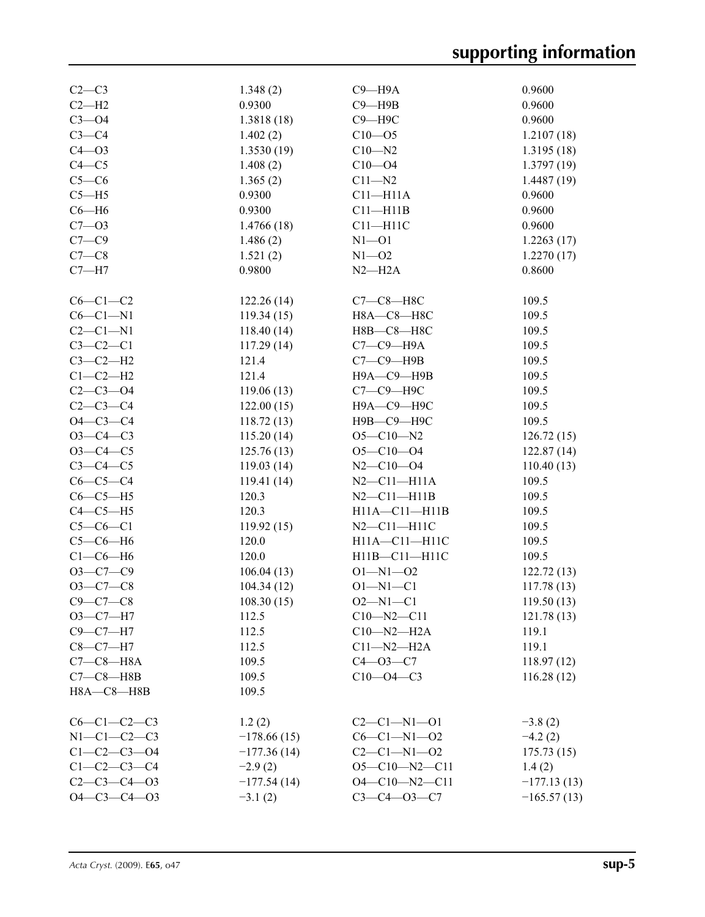| | | | |
|---|---|---|---|
| C2—C3 | 1.348 (2) | C9—H9A | 0.9600 |
| C2—H2 | 0.9300 | C9—H9B | 0.9600 |
| C3—O4 | 1.3818 (18) | C9—H9C | 0.9600 |
| C3—C4 | 1.402 (2) | C10—O5 | 1.2107 (18) |
| C4—O3 | 1.3530 (19) | C10—N2 | 1.3195 (18) |
| C4—C5 | 1.408 (2) | C10—O4 | 1.3797 (19) |
| C5—C6 | 1.365 (2) | C11—N2 | 1.4487 (19) |
| C5—H5 | 0.9300 | C11—H11A | 0.9600 |
| C6—H6 | 0.9300 | C11—H11B | 0.9600 |
| C7—O3 | 1.4766 (18) | C11—H11C | 0.9600 |
| C7—C9 | 1.486 (2) | N1—O1 | 1.2263 (17) |
| C7—C8 | 1.521 (2) | N1—O2 | 1.2270 (17) |
| C7—H7 | 0.9800 | N2—H2A | 0.8600 |
| | | | |
| C6—C1—C2 | 122.26 (14) | C7—C8—H8C | 109.5 |
| C6—C1—N1 | 119.34 (15) | H8A—C8—H8C | 109.5 |
| C2—C1—N1 | 118.40 (14) | H8B—C8—H8C | 109.5 |
| C3—C2—C1 | 117.29 (14) | C7—C9—H9A | 109.5 |
| C3—C2—H2 | 121.4 | C7—C9—H9B | 109.5 |
| C1—C2—H2 | 121.4 | H9A—C9—H9B | 109.5 |
| C2—C3—O4 | 119.06 (13) | C7—C9—H9C | 109.5 |
| C2—C3—C4 | 122.00 (15) | H9A—C9—H9C | 109.5 |
| O4—C3—C4 | 118.72 (13) | H9B—C9—H9C | 109.5 |
| O3—C4—C3 | 115.20 (14) | O5—C10—N2 | 126.72 (15) |
| O3—C4—C5 | 125.76 (13) | O5—C10—O4 | 122.87 (14) |
| C3—C4—C5 | 119.03 (14) | N2—C10—O4 | 110.40 (13) |
| C6—C5—C4 | 119.41 (14) | N2—C11—H11A | 109.5 |
| C6—C5—H5 | 120.3 | N2—C11—H11B | 109.5 |
| C4—C5—H5 | 120.3 | H11A—C11—H11B | 109.5 |
| C5—C6—C1 | 119.92 (15) | N2—C11—H11C | 109.5 |
| C5—C6—H6 | 120.0 | H11A—C11—H11C | 109.5 |
| C1—C6—H6 | 120.0 | H11B—C11—H11C | 109.5 |
| O3—C7—C9 | 106.04 (13) | O1—N1—O2 | 122.72 (13) |
| O3—C7—C8 | 104.34 (12) | O1—N1—C1 | 117.78 (13) |
| C9—C7—C8 | 108.30 (15) | O2—N1—C1 | 119.50 (13) |
| O3—C7—H7 | 112.5 | C10—N2—C11 | 121.78 (13) |
| C9—C7—H7 | 112.5 | C10—N2—H2A | 119.1 |
| C8—C7—H7 | 112.5 | C11—N2—H2A | 119.1 |
| C7—C8—H8A | 109.5 | C4—O3—C7 | 118.97 (12) |
| C7—C8—H8B | 109.5 | C10—O4—C3 | 116.28 (12) |
| H8A—C8—H8B | 109.5 | | |
| | | | |
| C6—C1—C2—C3 | 1.2 (2) | C2—C1—N1—O1 | −3.8 (2) |
| N1—C1—C2—C3 | −178.66 (15) | C6—C1—N1—O2 | −4.2 (2) |
| C1—C2—C3—O4 | −177.36 (14) | C2—C1—N1—O2 | 175.73 (15) |
| C1—C2—C3—C4 | −2.9 (2) | O5—C10—N2—C11 | 1.4 (2) |
| C2—C3—C4—O3 | −177.54 (14) | O4—C10—N2—C11 | −177.13 (13) |
| O4—C3—C4—O3 | −3.1 (2) | C3—C4—O3—C7 | −165.57 (13) |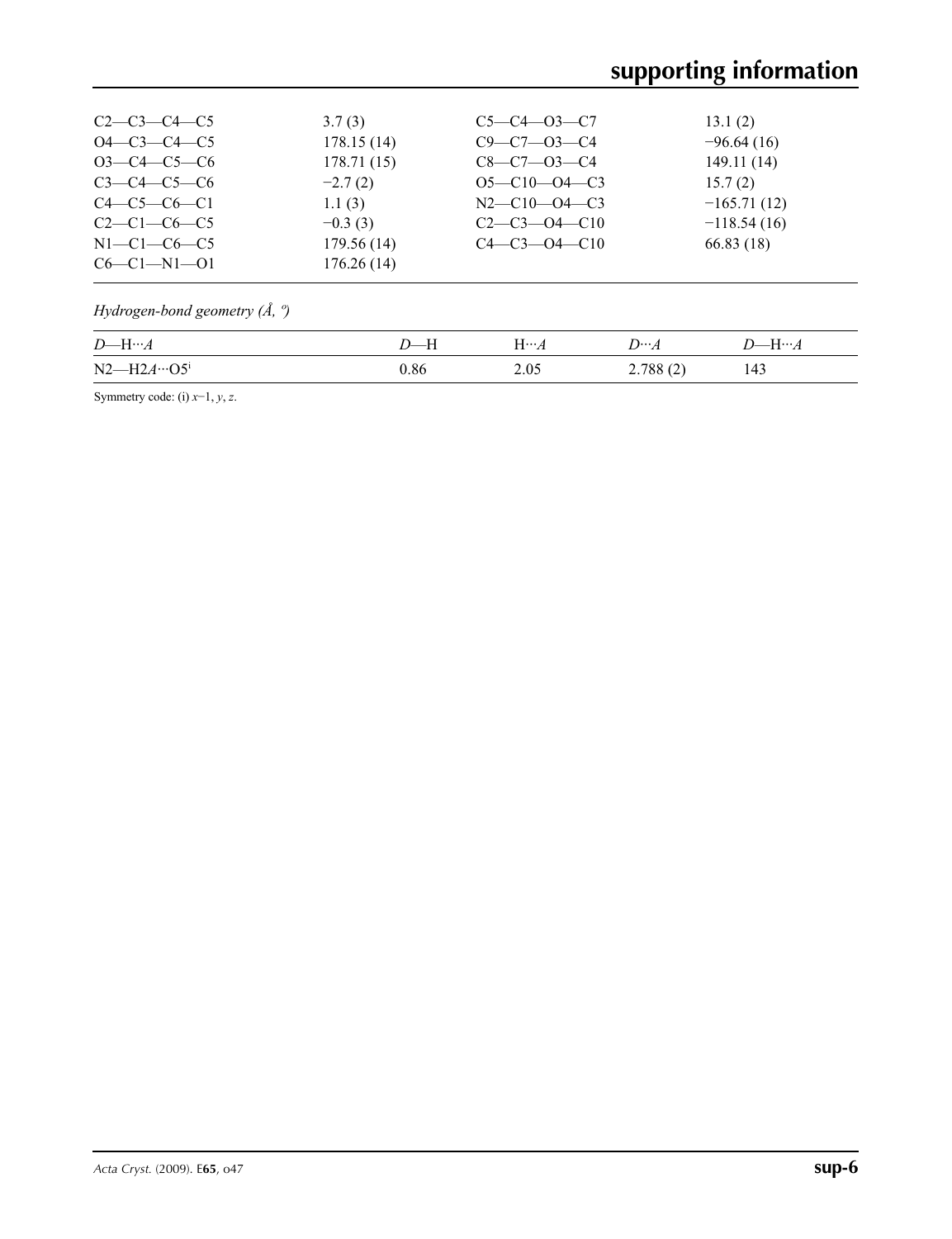| | | | |
|---|---|---|---|
| C2—C3—C4—C5 | 3.7 (3) | C5—C4—O3—C7 | 13.1 (2) |
| O4—C3—C4—C5 | 178.15 (14) | C9—C7—O3—C4 | −96.64 (16) |
| O3—C4—C5—C6 | 178.71 (15) | C8—C7—O3—C4 | 149.11 (14) |
| C3—C4—C5—C6 | −2.7 (2) | O5—C10—O4—C3 | 15.7 (2) |
| C4—C5—C6—C1 | 1.1 (3) | N2—C10—O4—C3 | −165.71 (12) |
| C2—C1—C6—C5 | −0.3 (3) | C2—C3—O4—C10 | −118.54 (16) |
| N1—C1—C6—C5 | 179.56 (14) | C4—C3—O4—C10 | 66.83 (18) |
| C6—C1—N1—O1 | 176.26 (14) | | |

*Hydrogen-bond geometry (Å, º)*

| *D*—H···*A* | *D*—H | H···*A* | *D*···*A* | *D*—H···*A* |
|---|---|---|---|---|
| N2—H2*A*···O5[i] | 0.86 | 2.05 | 2.788 (2) | 143 |

Symmetry code: (i) $x-1, y, z$.